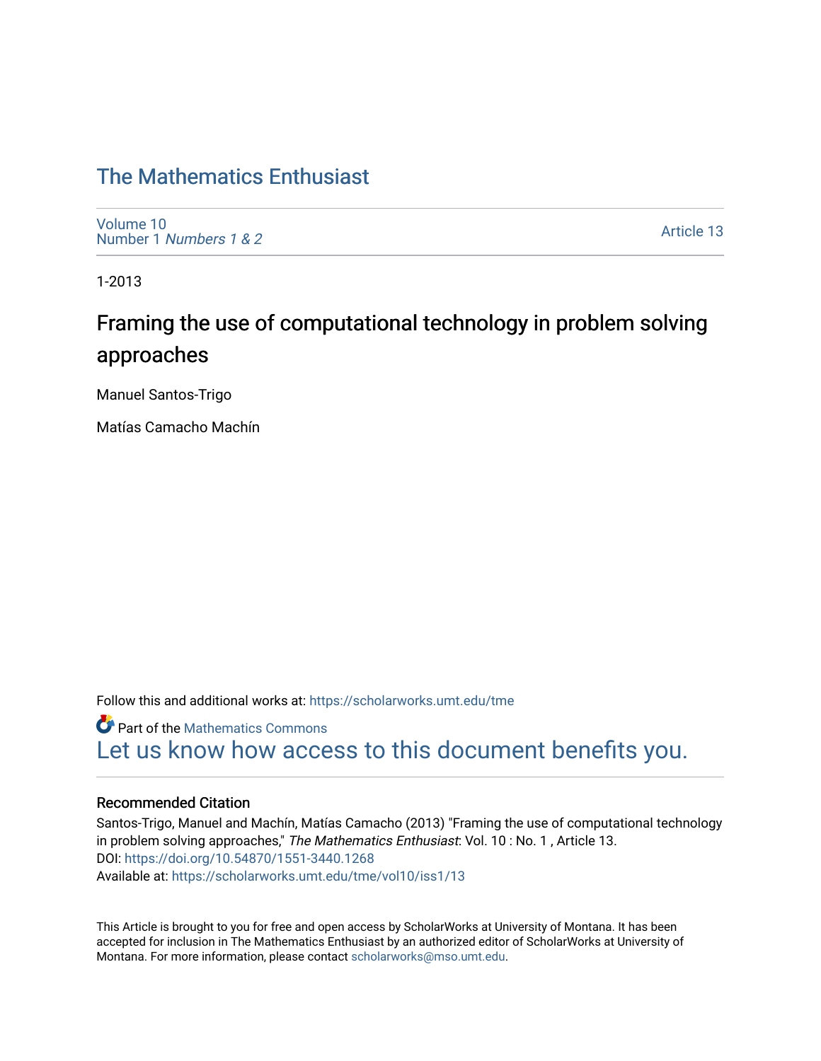# The Mathematics Enthusiast

Volume 10
Number 1 *Numbers 1 & 2*

Article 13

1-2013

## Framing the use of computational technology in problem solving approaches

Manuel Santos-Trigo

Matías Camacho Machín

Follow this and additional works at: https://scholarworks.umt.edu/tme

Part of the Mathematics Commons

Let us know how access to this document benefits you.

### Recommended Citation

Santos-Trigo, Manuel and Machín, Matías Camacho (2013) "Framing the use of computational technology in problem solving approaches," *The Mathematics Enthusiast*: Vol. 10 : No. 1 , Article 13.
DOI: https://doi.org/10.54870/1551-3440.1268
Available at: https://scholarworks.umt.edu/tme/vol10/iss1/13

This Article is brought to you for free and open access by ScholarWorks at University of Montana. It has been accepted for inclusion in The Mathematics Enthusiast by an authorized editor of ScholarWorks at University of Montana. For more information, please contact scholarworks@mso.umt.edu.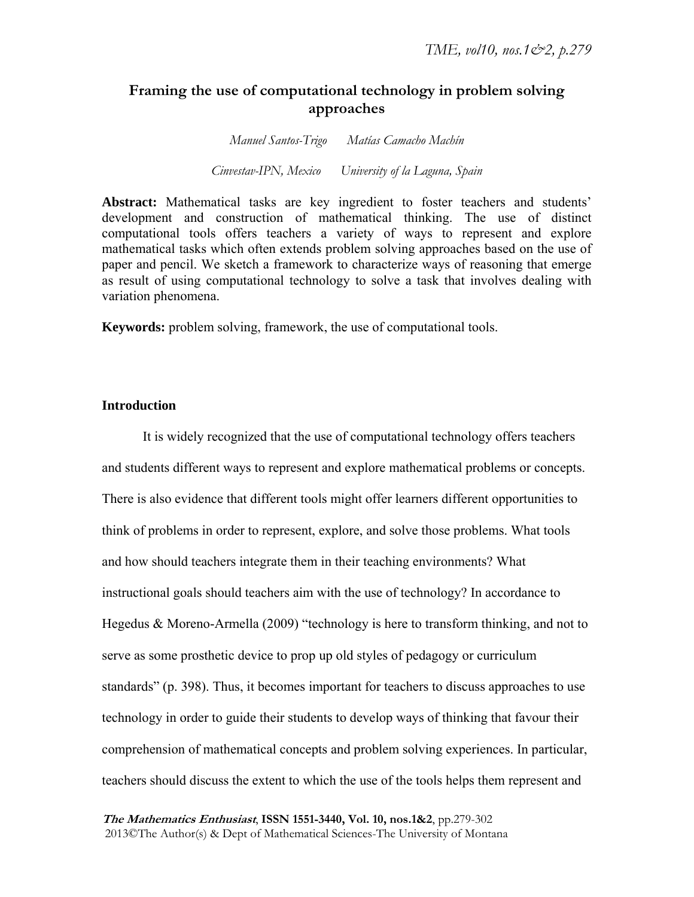# Framing the use of computational technology in problem solving approaches

*Manuel Santos-Trigo Matías Camacho Machín*

*Cinvestav-IPN, Mexico University of la Laguna, Spain*

**Abstract:** Mathematical tasks are key ingredient to foster teachers and students' development and construction of mathematical thinking. The use of distinct computational tools offers teachers a variety of ways to represent and explore mathematical tasks which often extends problem solving approaches based on the use of paper and pencil. We sketch a framework to characterize ways of reasoning that emerge as result of using computational technology to solve a task that involves dealing with variation phenomena.

**Keywords:** problem solving, framework, the use of computational tools.

## Introduction

It is widely recognized that the use of computational technology offers teachers and students different ways to represent and explore mathematical problems or concepts. There is also evidence that different tools might offer learners different opportunities to think of problems in order to represent, explore, and solve those problems. What tools and how should teachers integrate them in their teaching environments? What instructional goals should teachers aim with the use of technology? In accordance to Hegedus & Moreno-Armella (2009) "technology is here to transform thinking, and not to serve as some prosthetic device to prop up old styles of pedagogy or curriculum standards" (p. 398). Thus, it becomes important for teachers to discuss approaches to use technology in order to guide their students to develop ways of thinking that favour their comprehension of mathematical concepts and problem solving experiences. In particular, teachers should discuss the extent to which the use of the tools helps them represent and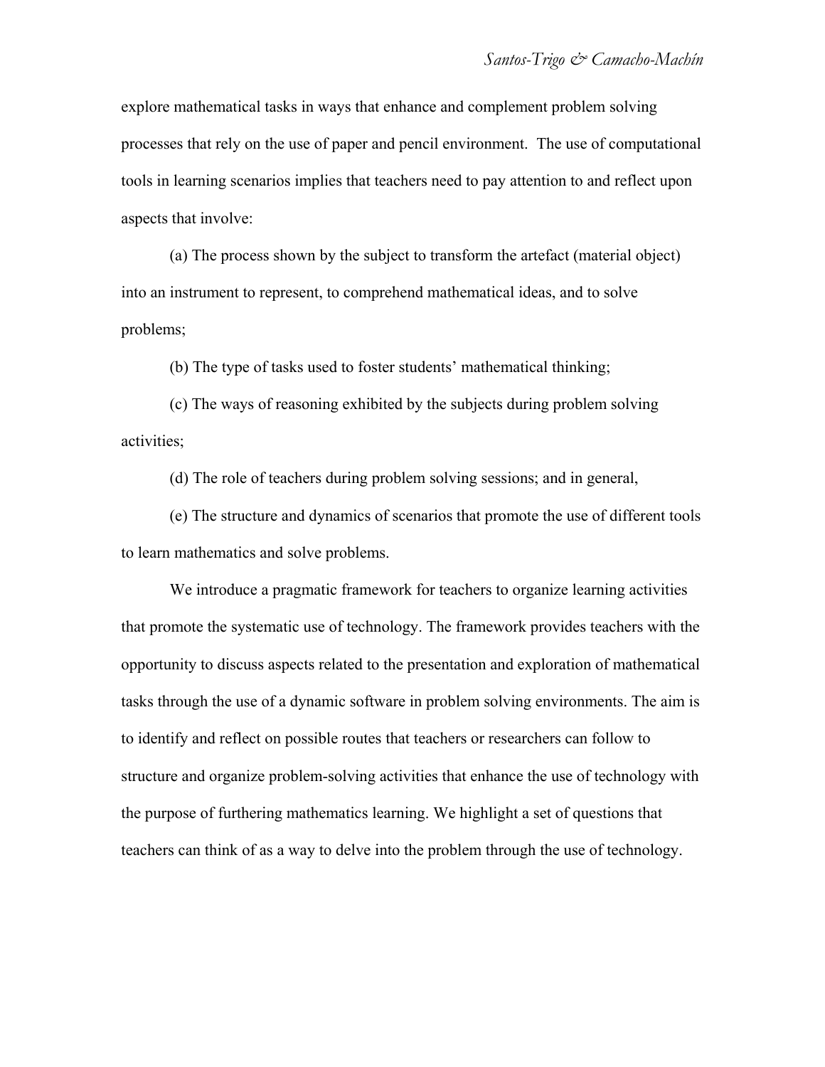explore mathematical tasks in ways that enhance and complement problem solving processes that rely on the use of paper and pencil environment. The use of computational tools in learning scenarios implies that teachers need to pay attention to and reflect upon aspects that involve:

(a) The process shown by the subject to transform the artefact (material object) into an instrument to represent, to comprehend mathematical ideas, and to solve problems;

(b) The type of tasks used to foster students' mathematical thinking;

(c) The ways of reasoning exhibited by the subjects during problem solving activities;

(d) The role of teachers during problem solving sessions; and in general,

(e) The structure and dynamics of scenarios that promote the use of different tools to learn mathematics and solve problems.

We introduce a pragmatic framework for teachers to organize learning activities that promote the systematic use of technology. The framework provides teachers with the opportunity to discuss aspects related to the presentation and exploration of mathematical tasks through the use of a dynamic software in problem solving environments. The aim is to identify and reflect on possible routes that teachers or researchers can follow to structure and organize problem-solving activities that enhance the use of technology with the purpose of furthering mathematics learning. We highlight a set of questions that teachers can think of as a way to delve into the problem through the use of technology.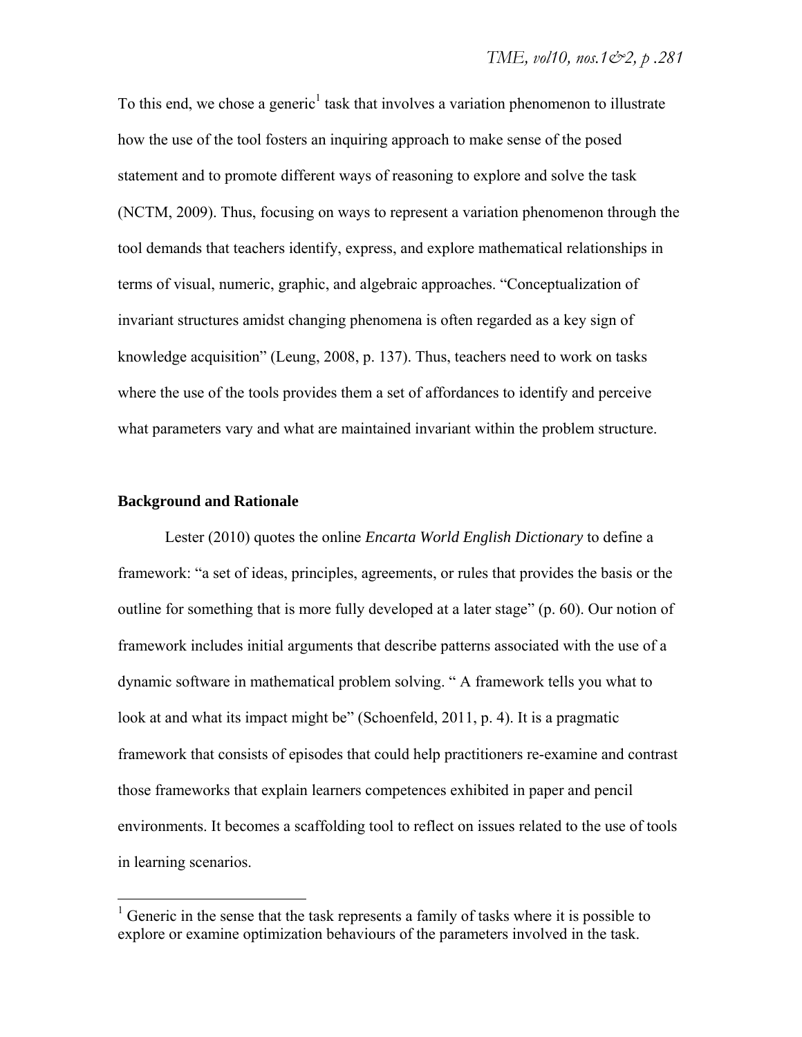To this end, we chose a generic[1] task that involves a variation phenomenon to illustrate how the use of the tool fosters an inquiring approach to make sense of the posed statement and to promote different ways of reasoning to explore and solve the task (NCTM, 2009). Thus, focusing on ways to represent a variation phenomenon through the tool demands that teachers identify, express, and explore mathematical relationships in terms of visual, numeric, graphic, and algebraic approaches. "Conceptualization of invariant structures amidst changing phenomena is often regarded as a key sign of knowledge acquisition" (Leung, 2008, p. 137). Thus, teachers need to work on tasks where the use of the tools provides them a set of affordances to identify and perceive what parameters vary and what are maintained invariant within the problem structure.

### Background and Rationale

Lester (2010) quotes the online *Encarta World English Dictionary* to define a framework: "a set of ideas, principles, agreements, or rules that provides the basis or the outline for something that is more fully developed at a later stage" (p. 60). Our notion of framework includes initial arguments that describe patterns associated with the use of a dynamic software in mathematical problem solving. " A framework tells you what to look at and what its impact might be" (Schoenfeld, 2011, p. 4). It is a pragmatic framework that consists of episodes that could help practitioners re-examine and contrast those frameworks that explain learners competences exhibited in paper and pencil environments. It becomes a scaffolding tool to reflect on issues related to the use of tools in learning scenarios.

[1] Generic in the sense that the task represents a family of tasks where it is possible to explore or examine optimization behaviours of the parameters involved in the task.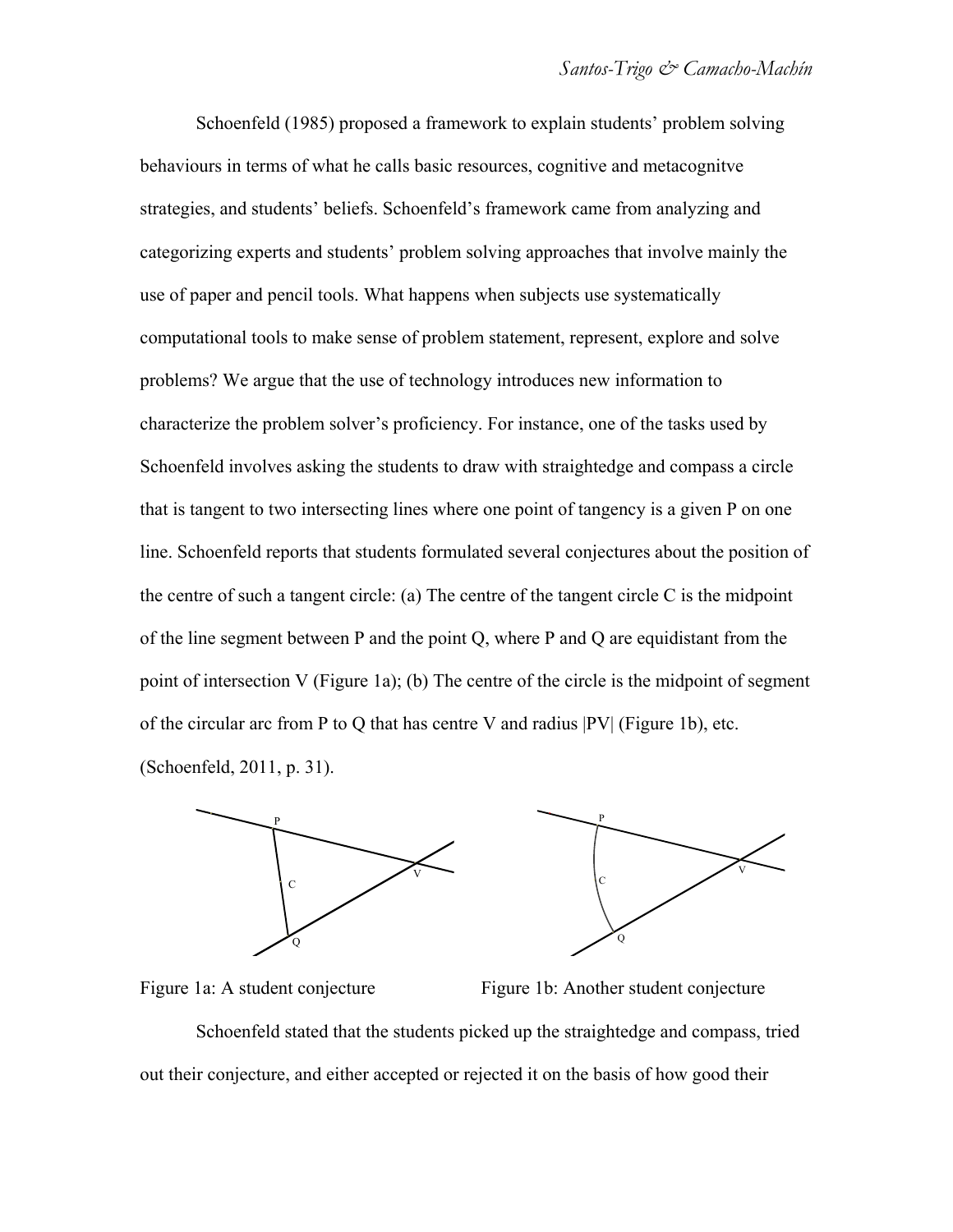Schoenfeld (1985) proposed a framework to explain students' problem solving behaviours in terms of what he calls basic resources, cognitive and metacognitve strategies, and students' beliefs. Schoenfeld's framework came from analyzing and categorizing experts and students' problem solving approaches that involve mainly the use of paper and pencil tools. What happens when subjects use systematically computational tools to make sense of problem statement, represent, explore and solve problems? We argue that the use of technology introduces new information to characterize the problem solver's proficiency. For instance, one of the tasks used by Schoenfeld involves asking the students to draw with straightedge and compass a circle that is tangent to two intersecting lines where one point of tangency is a given P on one line. Schoenfeld reports that students formulated several conjectures about the position of the centre of such a tangent circle: (a) The centre of the tangent circle C is the midpoint of the line segment between P and the point Q, where P and Q are equidistant from the point of intersection V (Figure 1a); (b) The centre of the circle is the midpoint of segment of the circular arc from P to Q that has centre V and radius |PV| (Figure 1b), etc. (Schoenfeld, 2011, p. 31).

Figure 1a: A student conjecture

Figure 1b: Another student conjecture

Schoenfeld stated that the students picked up the straightedge and compass, tried out their conjecture, and either accepted or rejected it on the basis of how good their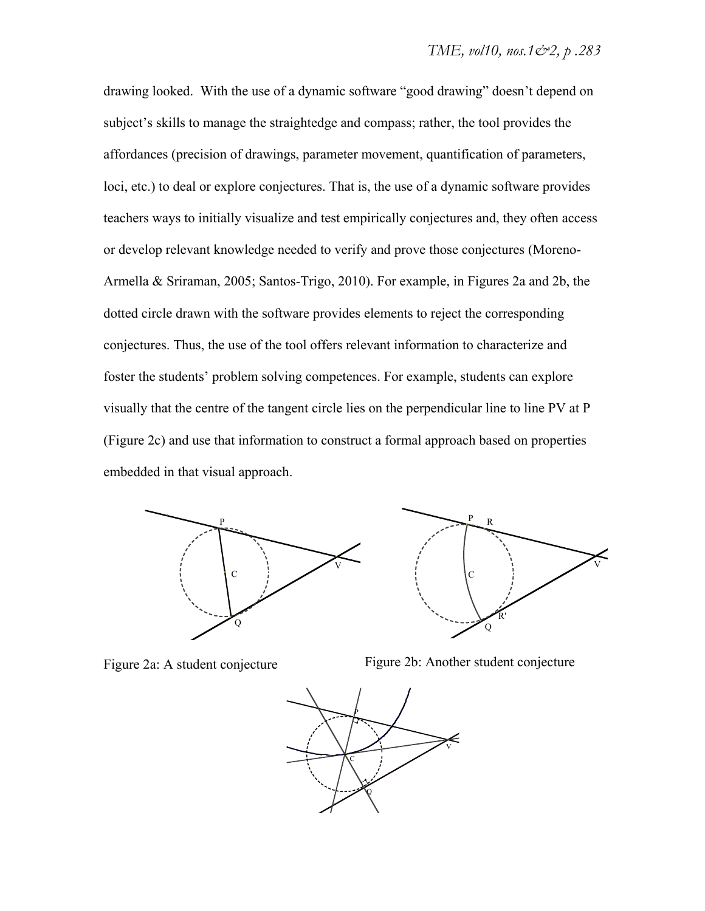drawing looked. With the use of a dynamic software "good drawing" doesn't depend on subject's skills to manage the straightedge and compass; rather, the tool provides the affordances (precision of drawings, parameter movement, quantification of parameters, loci, etc.) to deal or explore conjectures. That is, the use of a dynamic software provides teachers ways to initially visualize and test empirically conjectures and, they often access or develop relevant knowledge needed to verify and prove those conjectures (Moreno-Armella & Sriraman, 2005; Santos-Trigo, 2010). For example, in Figures 2a and 2b, the dotted circle drawn with the software provides elements to reject the corresponding conjectures. Thus, the use of the tool offers relevant information to characterize and foster the students' problem solving competences. For example, students can explore visually that the centre of the tangent circle lies on the perpendicular line to line PV at P (Figure 2c) and use that information to construct a formal approach based on properties embedded in that visual approach.

Figure 2a: A student conjecture

Figure 2b: Another student conjecture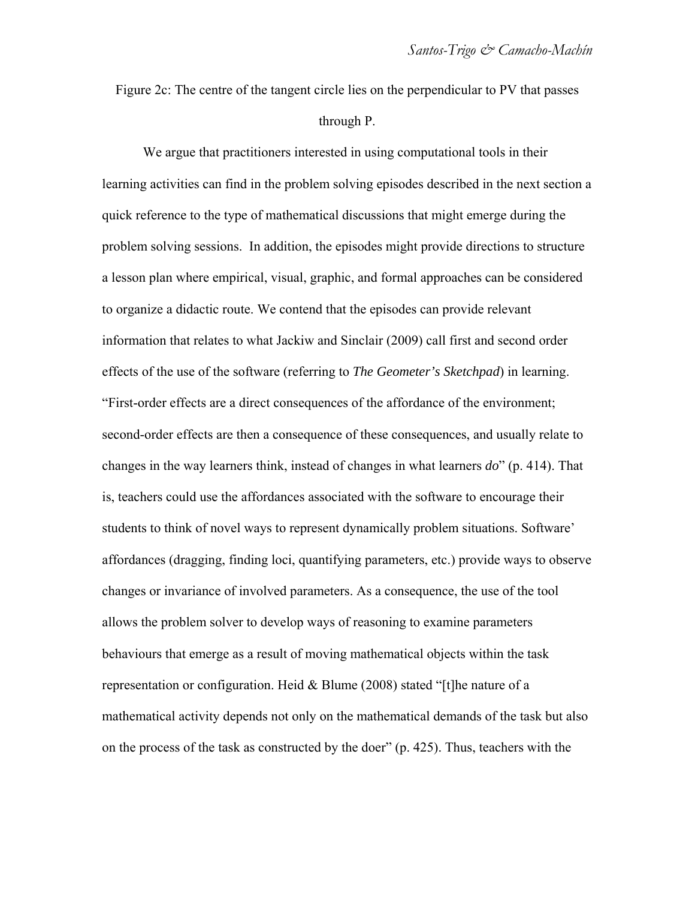Figure 2c: The centre of the tangent circle lies on the perpendicular to PV that passes through P.

We argue that practitioners interested in using computational tools in their learning activities can find in the problem solving episodes described in the next section a quick reference to the type of mathematical discussions that might emerge during the problem solving sessions. In addition, the episodes might provide directions to structure a lesson plan where empirical, visual, graphic, and formal approaches can be considered to organize a didactic route. We contend that the episodes can provide relevant information that relates to what Jackiw and Sinclair (2009) call first and second order effects of the use of the software (referring to *The Geometer's Sketchpad*) in learning. "First-order effects are a direct consequences of the affordance of the environment; second-order effects are then a consequence of these consequences, and usually relate to changes in the way learners think, instead of changes in what learners *do*" (p. 414). That is, teachers could use the affordances associated with the software to encourage their students to think of novel ways to represent dynamically problem situations. Software' affordances (dragging, finding loci, quantifying parameters, etc.) provide ways to observe changes or invariance of involved parameters. As a consequence, the use of the tool allows the problem solver to develop ways of reasoning to examine parameters behaviours that emerge as a result of moving mathematical objects within the task representation or configuration. Heid & Blume (2008) stated "[t]he nature of a mathematical activity depends not only on the mathematical demands of the task but also on the process of the task as constructed by the doer" (p. 425). Thus, teachers with the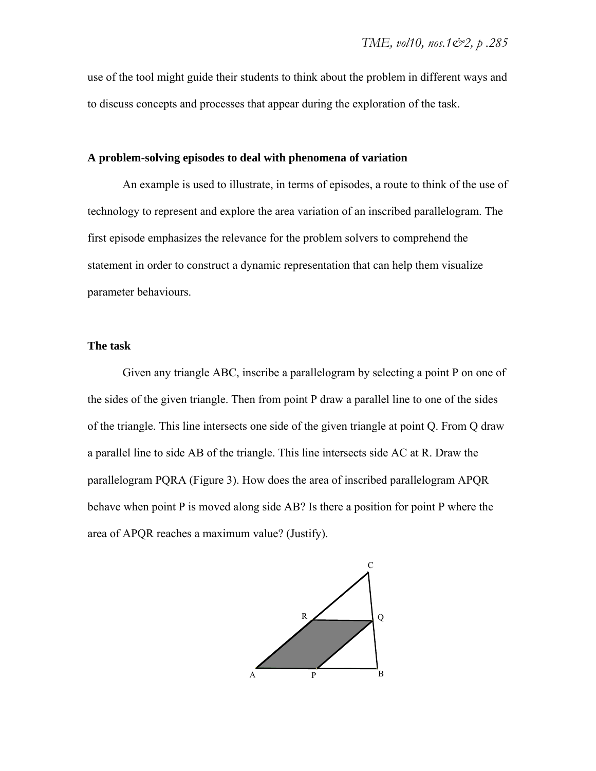use of the tool might guide their students to think about the problem in different ways and to discuss concepts and processes that appear during the exploration of the task.

## A problem-solving episodes to deal with phenomena of variation

An example is used to illustrate, in terms of episodes, a route to think of the use of technology to represent and explore the area variation of an inscribed parallelogram. The first episode emphasizes the relevance for the problem solvers to comprehend the statement in order to construct a dynamic representation that can help them visualize parameter behaviours.

## The task

Given any triangle ABC, inscribe a parallelogram by selecting a point P on one of the sides of the given triangle. Then from point P draw a parallel line to one of the sides of the triangle. This line intersects one side of the given triangle at point Q. From Q draw a parallel line to side AB of the triangle. This line intersects side AC at R. Draw the parallelogram PQRA (Figure 3). How does the area of inscribed parallelogram APQR behave when point P is moved along side AB? Is there a position for point P where the area of APQR reaches a maximum value? (Justify).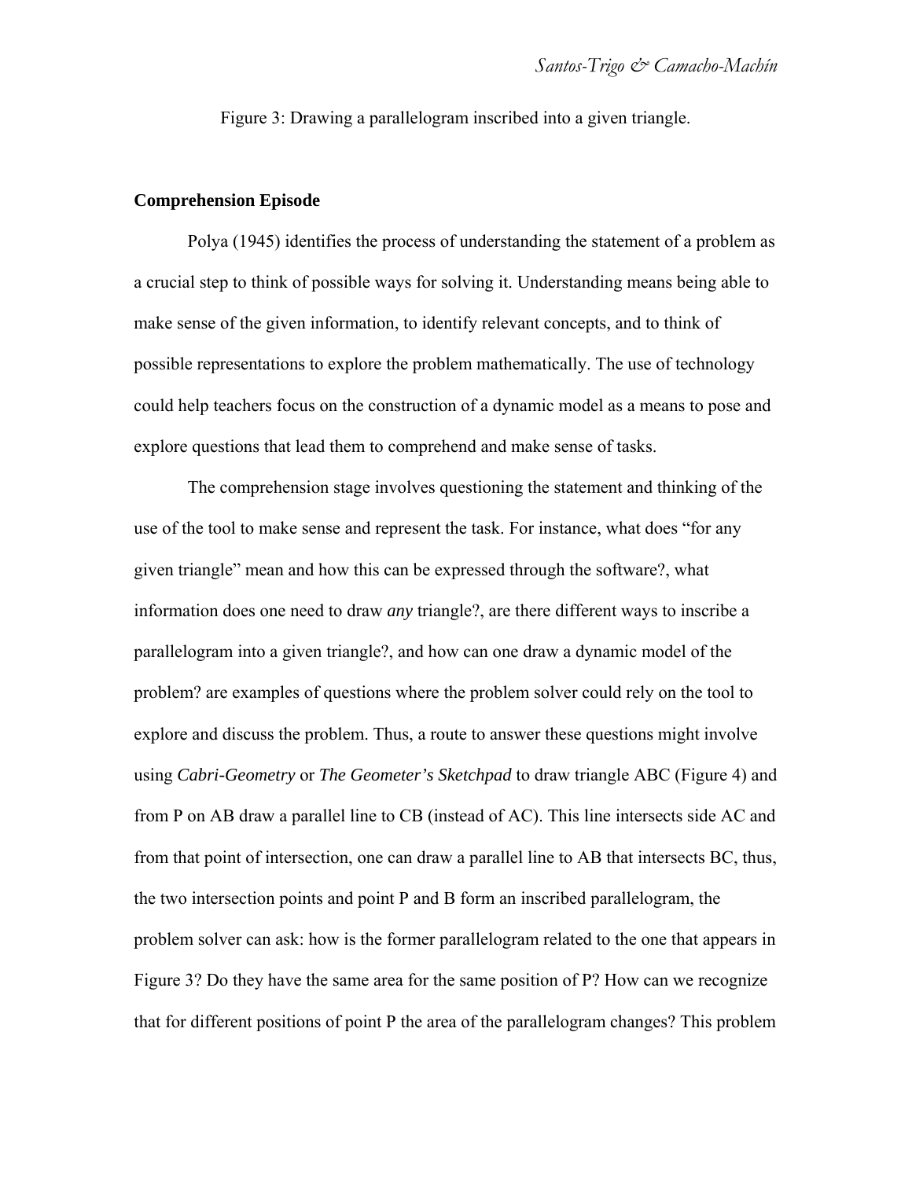Figure 3: Drawing a parallelogram inscribed into a given triangle.

**Comprehension Episode**

Polya (1945) identifies the process of understanding the statement of a problem as a crucial step to think of possible ways for solving it. Understanding means being able to make sense of the given information, to identify relevant concepts, and to think of possible representations to explore the problem mathematically. The use of technology could help teachers focus on the construction of a dynamic model as a means to pose and explore questions that lead them to comprehend and make sense of tasks.

The comprehension stage involves questioning the statement and thinking of the use of the tool to make sense and represent the task. For instance, what does "for any given triangle" mean and how this can be expressed through the software?, what information does one need to draw *any* triangle?, are there different ways to inscribe a parallelogram into a given triangle?, and how can one draw a dynamic model of the problem? are examples of questions where the problem solver could rely on the tool to explore and discuss the problem. Thus, a route to answer these questions might involve using *Cabri-Geometry* or *The Geometer's Sketchpad* to draw triangle ABC (Figure 4) and from P on AB draw a parallel line to CB (instead of AC). This line intersects side AC and from that point of intersection, one can draw a parallel line to AB that intersects BC, thus, the two intersection points and point P and B form an inscribed parallelogram, the problem solver can ask: how is the former parallelogram related to the one that appears in Figure 3? Do they have the same area for the same position of P? How can we recognize that for different positions of point P the area of the parallelogram changes? This problem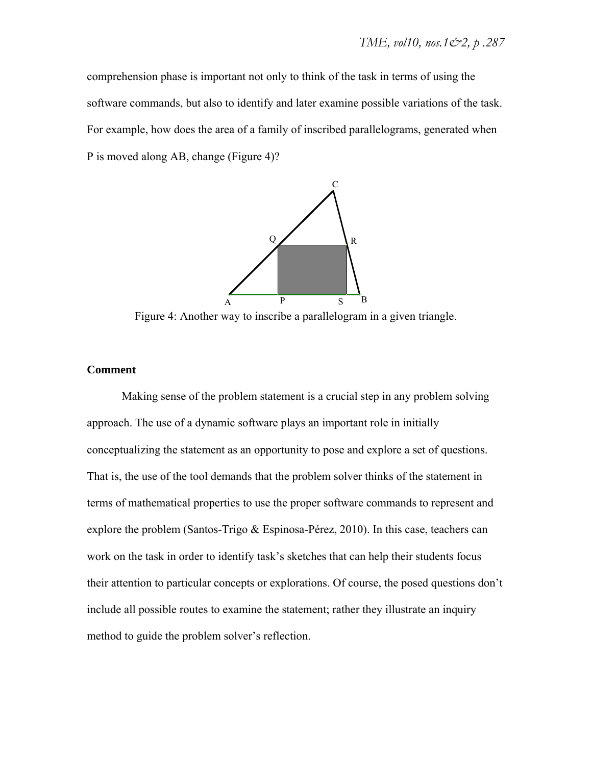comprehension phase is important not only to think of the task in terms of using the software commands, but also to identify and later examine possible variations of the task. For example, how does the area of a family of inscribed parallelograms, generated when P is moved along AB, change (Figure 4)?

Figure 4: Another way to inscribe a parallelogram in a given triangle.

### Comment

Making sense of the problem statement is a crucial step in any problem solving approach. The use of a dynamic software plays an important role in initially conceptualizing the statement as an opportunity to pose and explore a set of questions. That is, the use of the tool demands that the problem solver thinks of the statement in terms of mathematical properties to use the proper software commands to represent and explore the problem (Santos-Trigo & Espinosa-Pérez, 2010). In this case, teachers can work on the task in order to identify task's sketches that can help their students focus their attention to particular concepts or explorations. Of course, the posed questions don't include all possible routes to examine the statement; rather they illustrate an inquiry method to guide the problem solver's reflection.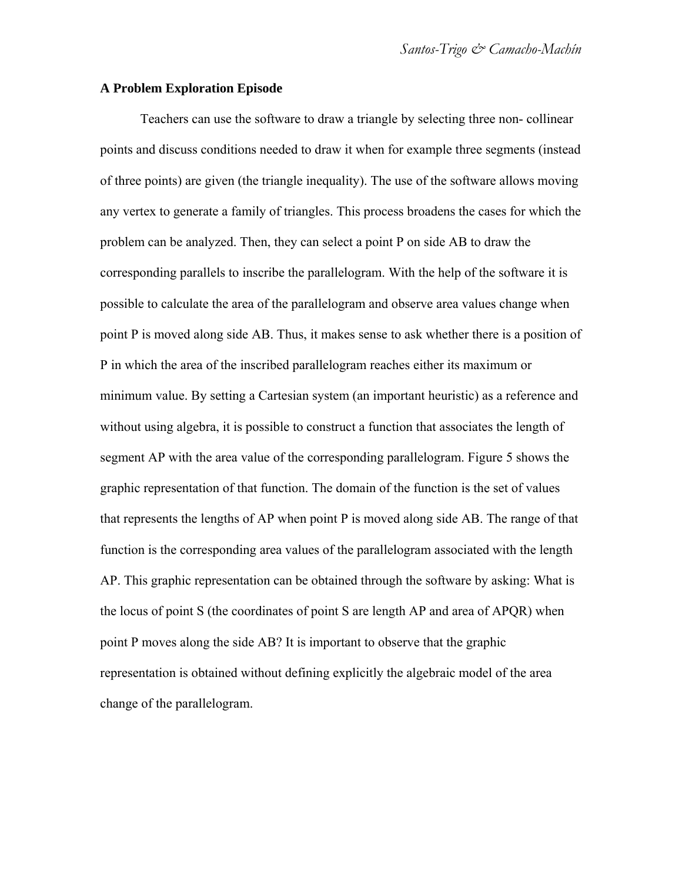**A Problem Exploration Episode**

Teachers can use the software to draw a triangle by selecting three non- collinear points and discuss conditions needed to draw it when for example three segments (instead of three points) are given (the triangle inequality). The use of the software allows moving any vertex to generate a family of triangles. This process broadens the cases for which the problem can be analyzed. Then, they can select a point P on side AB to draw the corresponding parallels to inscribe the parallelogram. With the help of the software it is possible to calculate the area of the parallelogram and observe area values change when point P is moved along side AB. Thus, it makes sense to ask whether there is a position of P in which the area of the inscribed parallelogram reaches either its maximum or minimum value. By setting a Cartesian system (an important heuristic) as a reference and without using algebra, it is possible to construct a function that associates the length of segment AP with the area value of the corresponding parallelogram. Figure 5 shows the graphic representation of that function. The domain of the function is the set of values that represents the lengths of AP when point P is moved along side AB. The range of that function is the corresponding area values of the parallelogram associated with the length AP. This graphic representation can be obtained through the software by asking: What is the locus of point S (the coordinates of point S are length AP and area of APQR) when point P moves along the side AB? It is important to observe that the graphic representation is obtained without defining explicitly the algebraic model of the area change of the parallelogram.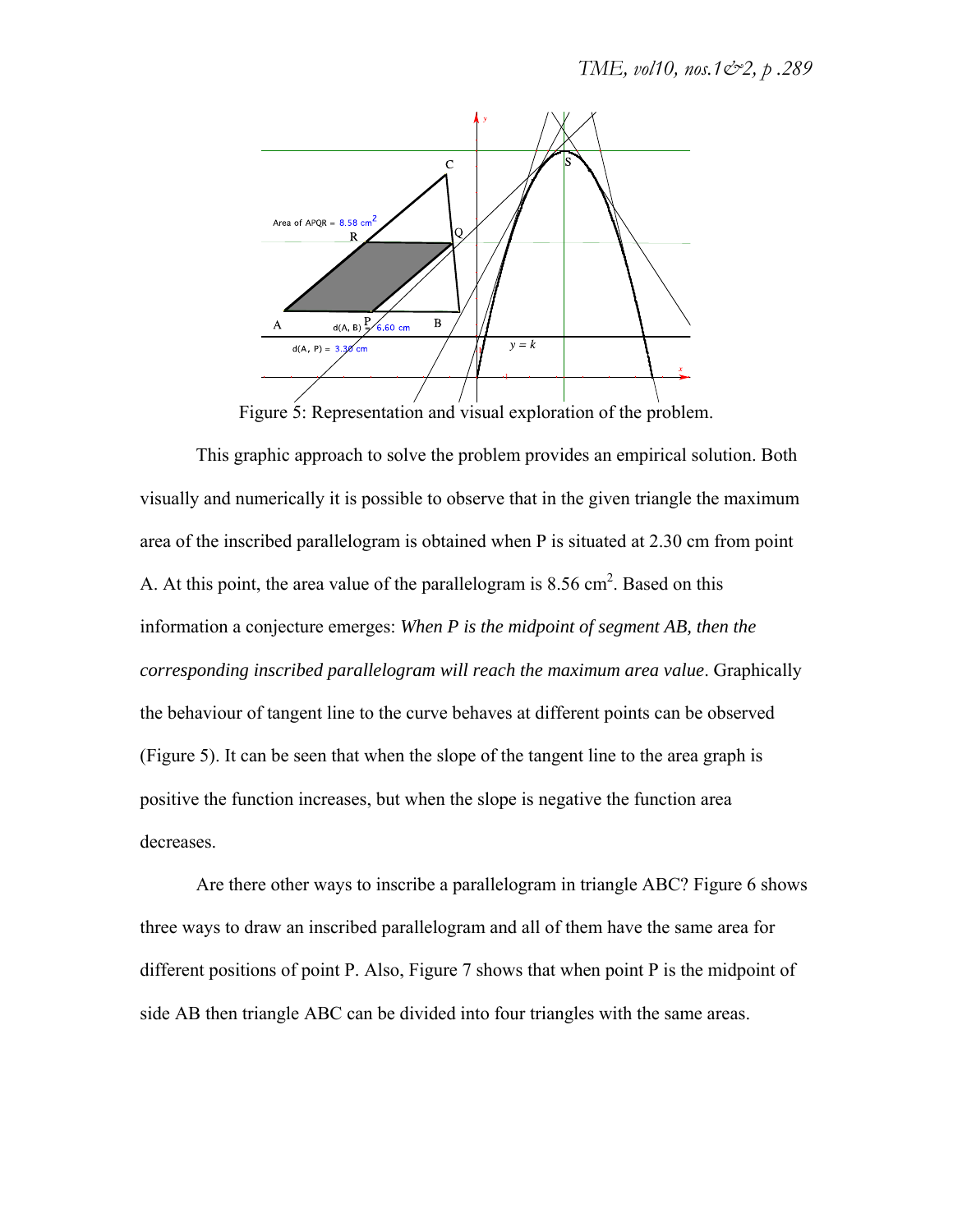Figure 5: Representation and visual exploration of the problem.

This graphic approach to solve the problem provides an empirical solution. Both visually and numerically it is possible to observe that in the given triangle the maximum area of the inscribed parallelogram is obtained when P is situated at 2.30 cm from point A. At this point, the area value of the parallelogram is 8.56 cm$^2$. Based on this information a conjecture emerges: *When P is the midpoint of segment AB, then the corresponding inscribed parallelogram will reach the maximum area value*. Graphically the behaviour of tangent line to the curve behaves at different points can be observed (Figure 5). It can be seen that when the slope of the tangent line to the area graph is positive the function increases, but when the slope is negative the function area decreases.

Are there other ways to inscribe a parallelogram in triangle ABC? Figure 6 shows three ways to draw an inscribed parallelogram and all of them have the same area for different positions of point P. Also, Figure 7 shows that when point P is the midpoint of side AB then triangle ABC can be divided into four triangles with the same areas.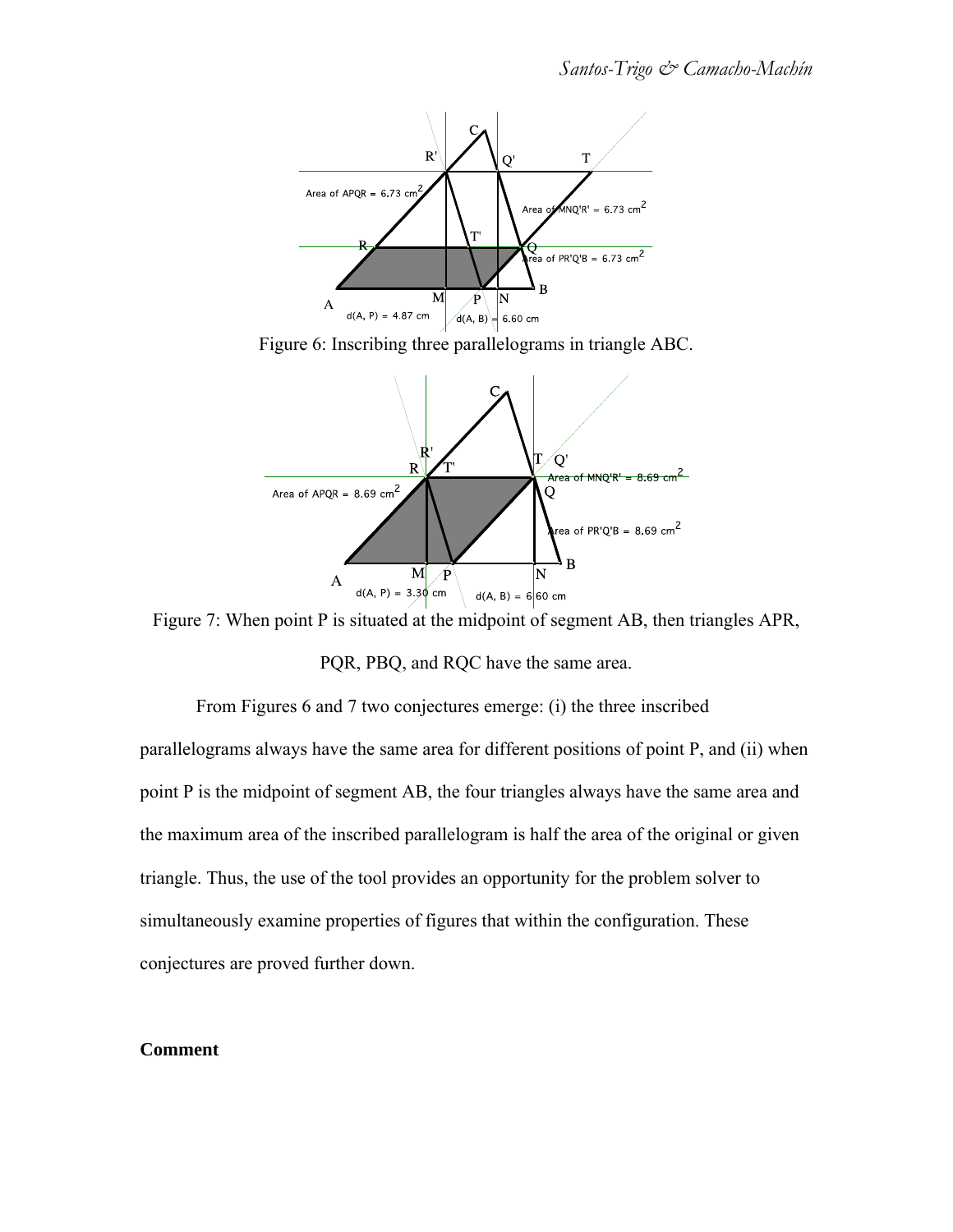Figure 6: Inscribing three parallelograms in triangle ABC.

Figure 7: When point P is situated at the midpoint of segment AB, then triangles APR, PQR, PBQ, and RQC have the same area.

From Figures 6 and 7 two conjectures emerge: (i) the three inscribed parallelograms always have the same area for different positions of point P, and (ii) when point P is the midpoint of segment AB, the four triangles always have the same area and the maximum area of the inscribed parallelogram is half the area of the original or given triangle. Thus, the use of the tool provides an opportunity for the problem solver to simultaneously examine properties of figures that within the configuration. These conjectures are proved further down.

**Comment**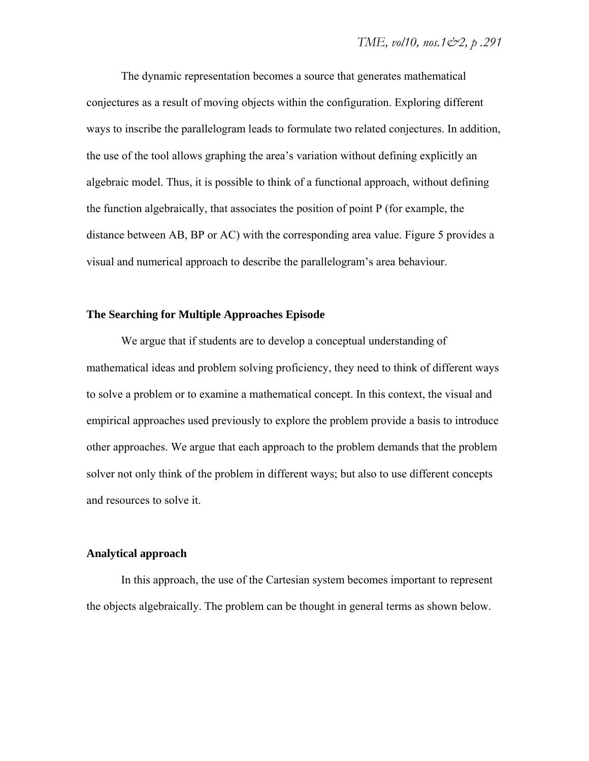The dynamic representation becomes a source that generates mathematical conjectures as a result of moving objects within the configuration. Exploring different ways to inscribe the parallelogram leads to formulate two related conjectures. In addition, the use of the tool allows graphing the area's variation without defining explicitly an algebraic model. Thus, it is possible to think of a functional approach, without defining the function algebraically, that associates the position of point P (for example, the distance between AB, BP or AC) with the corresponding area value. Figure 5 provides a visual and numerical approach to describe the parallelogram's area behaviour.

### The Searching for Multiple Approaches Episode

We argue that if students are to develop a conceptual understanding of mathematical ideas and problem solving proficiency, they need to think of different ways to solve a problem or to examine a mathematical concept. In this context, the visual and empirical approaches used previously to explore the problem provide a basis to introduce other approaches. We argue that each approach to the problem demands that the problem solver not only think of the problem in different ways; but also to use different concepts and resources to solve it.

### Analytical approach

In this approach, the use of the Cartesian system becomes important to represent the objects algebraically. The problem can be thought in general terms as shown below.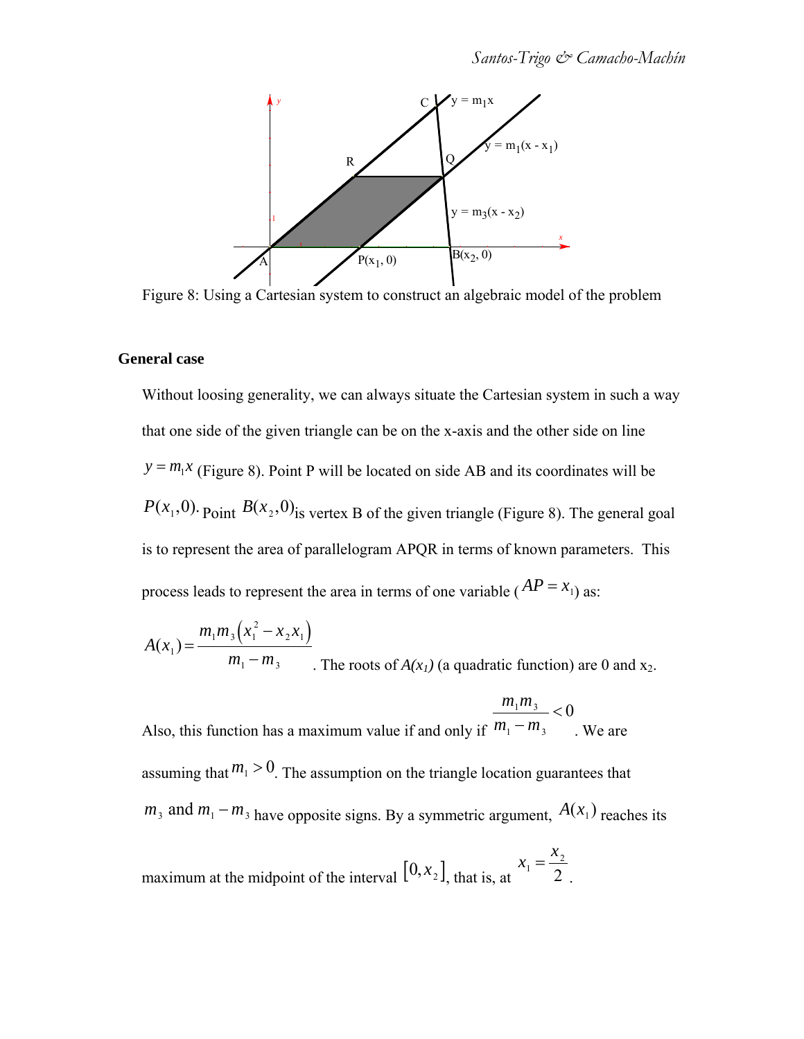Figure 8: Using a Cartesian system to construct an algebraic model of the problem

**General case**

Without loosing generality, we can always situate the Cartesian system in such a way that one side of the given triangle can be on the x-axis and the other side on line $y = m_1 x$ (Figure 8). Point P will be located on side AB and its coordinates will be $P(x_1, 0)$. Point $B(x_2, 0)$ is vertex B of the given triangle (Figure 8). The general goal is to represent the area of parallelogram APQR in terms of known parameters. This process leads to represent the area in terms of one variable ($AP = x_1$) as:

$A(x_1) = \dfrac{m_1 m_3 \left(x_1^2 - x_2 x_1\right)}{m_1 - m_3}$. The roots of $A(x_1)$ (a quadratic function) are 0 and $x_2$.

Also, this function has a maximum value if and only if $\dfrac{m_1 m_3}{m_1 - m_3} < 0$. We are assuming that $m_1 > 0$. The assumption on the triangle location guarantees that $m_3$ and $m_1 - m_3$ have opposite signs. By a symmetric argument, $A(x_1)$ reaches its maximum at the midpoint of the interval $[0, x_2]$, that is, at $x_1 = \dfrac{x_2}{2}$.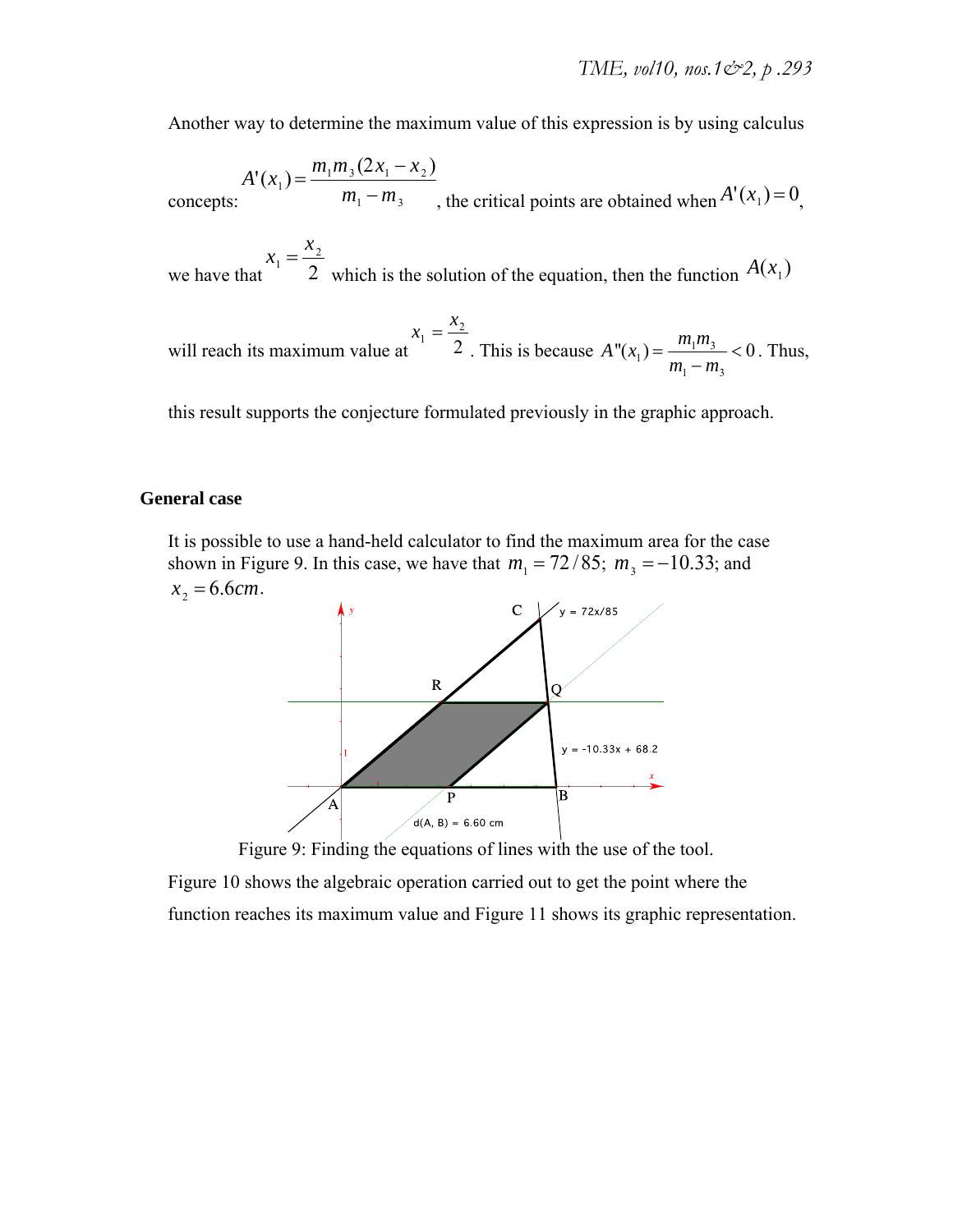Another way to determine the maximum value of this expression is by using calculus concepts: $A'(x_1) = \dfrac{m_1 m_3 (2x_1 - x_2)}{m_1 - m_3}$, the critical points are obtained when $A'(x_1) = 0$, we have that $x_1 = \dfrac{x_2}{2}$ which is the solution of the equation, then the function $A(x_1)$ will reach its maximum value at $x_1 = \dfrac{x_2}{2}$. This is because $A''(x_1) = \dfrac{m_1 m_3}{m_1 - m_3} < 0$. Thus, this result supports the conjecture formulated previously in the graphic approach.

**General case**

It is possible to use a hand-held calculator to find the maximum area for the case shown in Figure 9. In this case, we have that $m_1 = 72/85$; $m_3 = -10.33$; and $x_2 = 6.6cm$.

Figure 9: Finding the equations of lines with the use of the tool.

Figure 10 shows the algebraic operation carried out to get the point where the function reaches its maximum value and Figure 11 shows its graphic representation.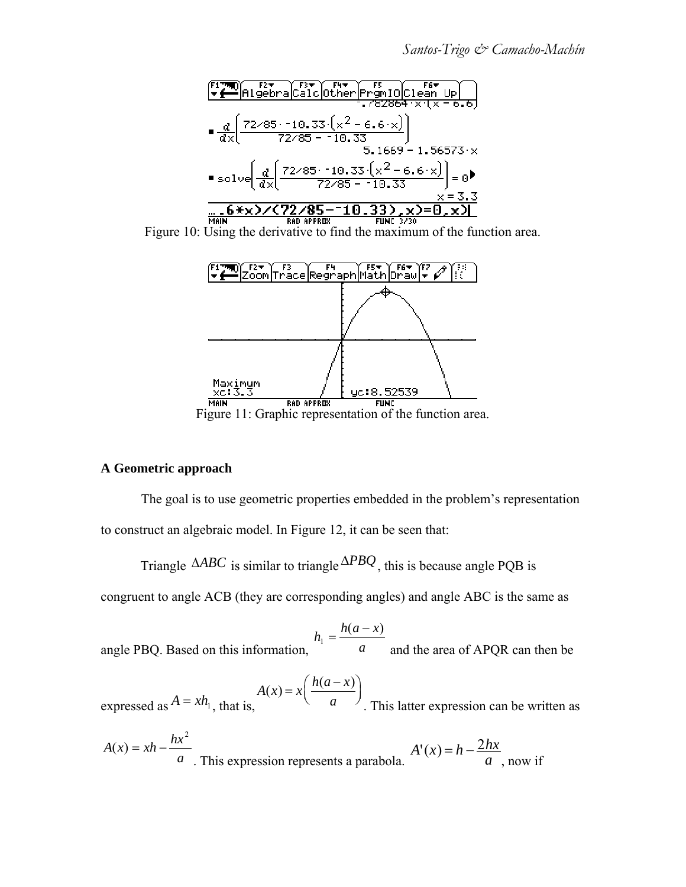Figure 10: Using the derivative to find the maximum of the function area.

Figure 11: Graphic representation of the function area.

**A Geometric approach**

The goal is to use geometric properties embedded in the problem's representation to construct an algebraic model. In Figure 12, it can be seen that:

Triangle $\Delta ABC$ is similar to triangle $\Delta PBQ$, this is because angle PQB is congruent to angle ACB (they are corresponding angles) and angle ABC is the same as angle PBQ. Based on this information, $h_1 = \dfrac{h(a-x)}{a}$ and the area of APQR can then be expressed as $A = xh_1$, that is, $A(x) = x\left(\dfrac{h(a-x)}{a}\right)$. This latter expression can be written as $A(x) = xh - \dfrac{hx^2}{a}$. This expression represents a parabola. $A'(x) = h - \dfrac{2hx}{a}$, now if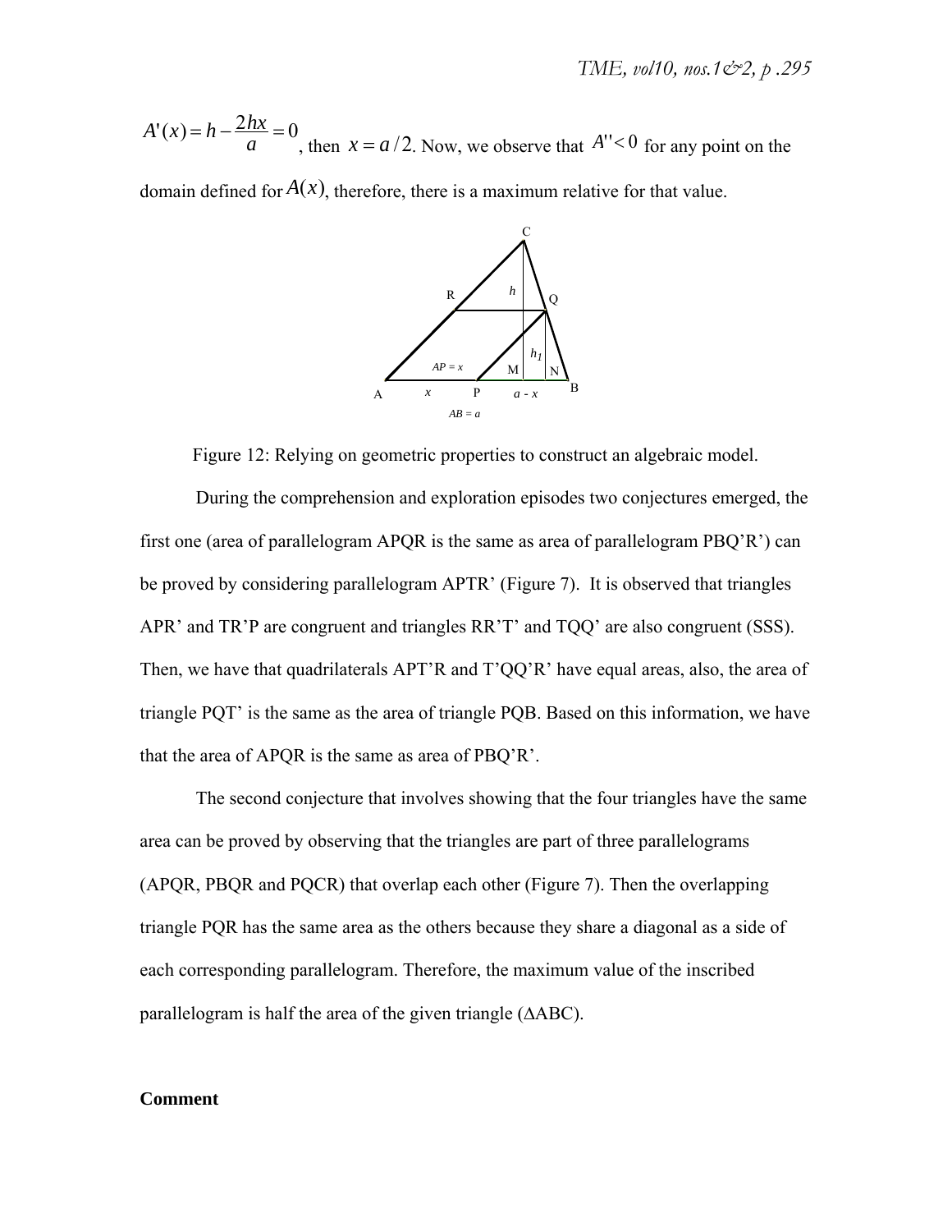$A'(x) = h - \frac{2hx}{a} = 0$, then $x = a/2$. Now, we observe that $A'' < 0$ for any point on the domain defined for $A(x)$, therefore, there is a maximum relative for that value.

Figure 12: Relying on geometric properties to construct an algebraic model.

During the comprehension and exploration episodes two conjectures emerged, the first one (area of parallelogram APQR is the same as area of parallelogram PBQ'R') can be proved by considering parallelogram APTR' (Figure 7). It is observed that triangles APR' and TR'P are congruent and triangles RR'T' and TQQ' are also congruent (SSS). Then, we have that quadrilaterals APT'R and T'QQ'R' have equal areas, also, the area of triangle PQT' is the same as the area of triangle PQB. Based on this information, we have that the area of APQR is the same as area of PBQ'R'.

The second conjecture that involves showing that the four triangles have the same area can be proved by observing that the triangles are part of three parallelograms (APQR, PBQR and PQCR) that overlap each other (Figure 7). Then the overlapping triangle PQR has the same area as the others because they share a diagonal as a side of each corresponding parallelogram. Therefore, the maximum value of the inscribed parallelogram is half the area of the given triangle (ΔABC).

**Comment**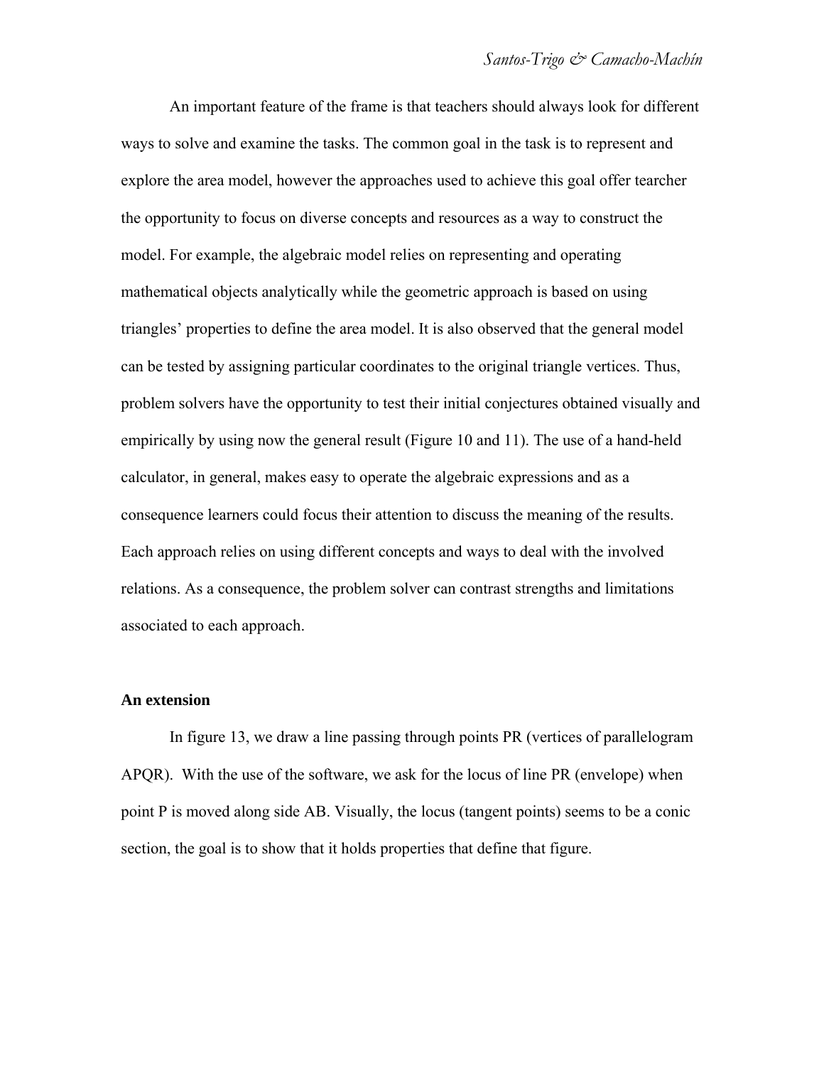An important feature of the frame is that teachers should always look for different ways to solve and examine the tasks. The common goal in the task is to represent and explore the area model, however the approaches used to achieve this goal offer tearcher the opportunity to focus on diverse concepts and resources as a way to construct the model. For example, the algebraic model relies on representing and operating mathematical objects analytically while the geometric approach is based on using triangles' properties to define the area model. It is also observed that the general model can be tested by assigning particular coordinates to the original triangle vertices. Thus, problem solvers have the opportunity to test their initial conjectures obtained visually and empirically by using now the general result (Figure 10 and 11). The use of a hand-held calculator, in general, makes easy to operate the algebraic expressions and as a consequence learners could focus their attention to discuss the meaning of the results. Each approach relies on using different concepts and ways to deal with the involved relations. As a consequence, the problem solver can contrast strengths and limitations associated to each approach.

**An extension**

In figure 13, we draw a line passing through points PR (vertices of parallelogram APQR). With the use of the software, we ask for the locus of line PR (envelope) when point P is moved along side AB. Visually, the locus (tangent points) seems to be a conic section, the goal is to show that it holds properties that define that figure.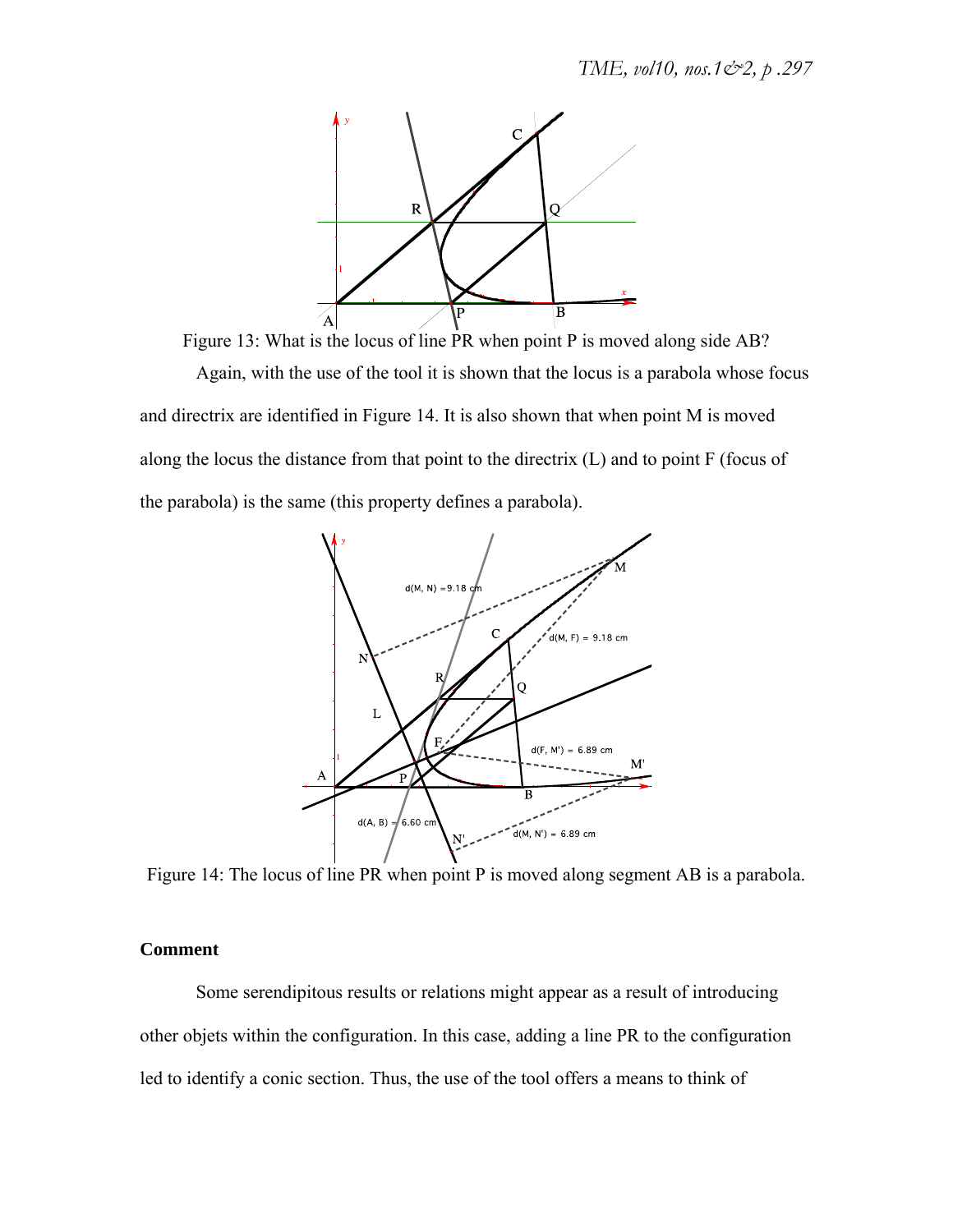Figure 13: What is the locus of line PR when point P is moved along side AB?

Again, with the use of the tool it is shown that the locus is a parabola whose focus and directrix are identified in Figure 14. It is also shown that when point M is moved along the locus the distance from that point to the directrix (L) and to point F (focus of the parabola) is the same (this property defines a parabola).

Figure 14: The locus of line PR when point P is moved along segment AB is a parabola.

**Comment**

Some serendipitous results or relations might appear as a result of introducing other objets within the configuration. In this case, adding a line PR to the configuration led to identify a conic section. Thus, the use of the tool offers a means to think of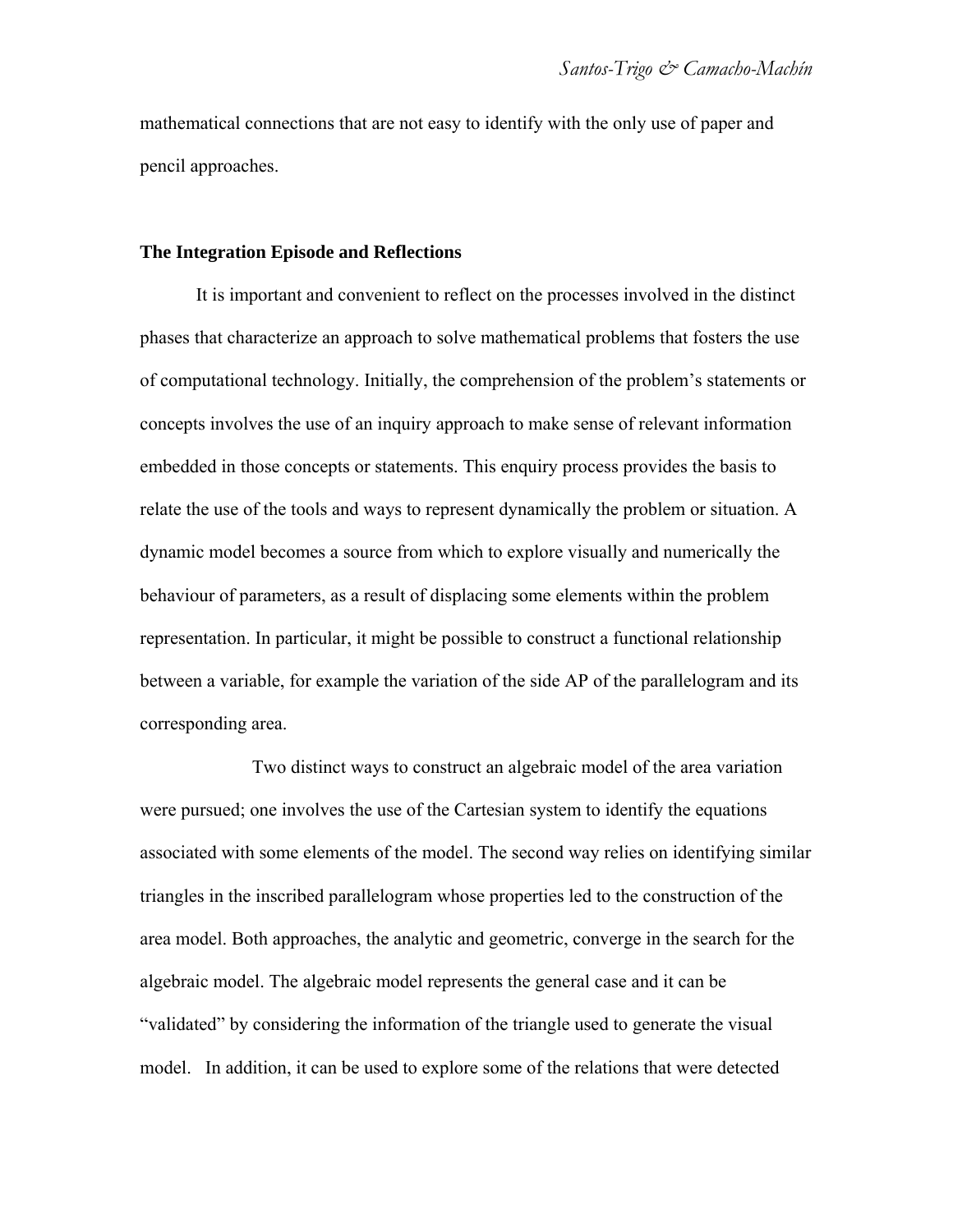mathematical connections that are not easy to identify with the only use of paper and pencil approaches.

## The Integration Episode and Reflections

It is important and convenient to reflect on the processes involved in the distinct phases that characterize an approach to solve mathematical problems that fosters the use of computational technology. Initially, the comprehension of the problem's statements or concepts involves the use of an inquiry approach to make sense of relevant information embedded in those concepts or statements. This enquiry process provides the basis to relate the use of the tools and ways to represent dynamically the problem or situation. A dynamic model becomes a source from which to explore visually and numerically the behaviour of parameters, as a result of displacing some elements within the problem representation. In particular, it might be possible to construct a functional relationship between a variable, for example the variation of the side AP of the parallelogram and its corresponding area.

Two distinct ways to construct an algebraic model of the area variation were pursued; one involves the use of the Cartesian system to identify the equations associated with some elements of the model. The second way relies on identifying similar triangles in the inscribed parallelogram whose properties led to the construction of the area model. Both approaches, the analytic and geometric, converge in the search for the algebraic model. The algebraic model represents the general case and it can be "validated" by considering the information of the triangle used to generate the visual model. In addition, it can be used to explore some of the relations that were detected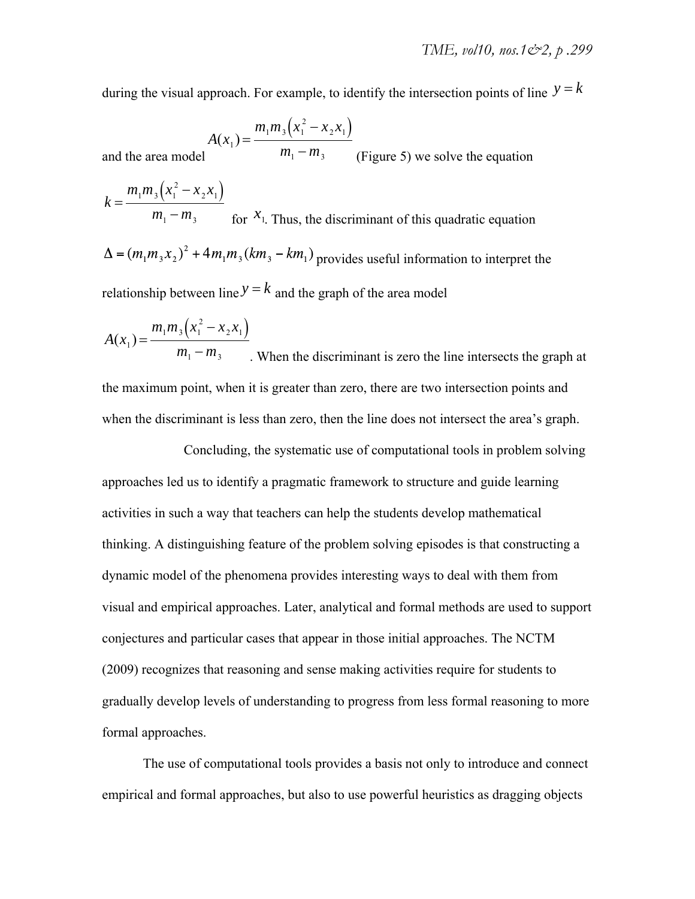during the visual approach. For example, to identify the intersection points of line $y = k$ and the area model $A(x_1) = \frac{m_1 m_3 \left(x_1^2 - x_2 x_1\right)}{m_1 - m_3}$ (Figure 5) we solve the equation $k = \frac{m_1 m_3 \left(x_1^2 - x_2 x_1\right)}{m_1 - m_3}$ for $x_1$. Thus, the discriminant of this quadratic equation $\Delta = (m_1 m_3 x_2)^2 + 4 m_1 m_3 (k m_3 - k m_1)$ provides useful information to interpret the relationship between line $y = k$ and the graph of the area model $A(x_1) = \frac{m_1 m_3 \left(x_1^2 - x_2 x_1\right)}{m_1 - m_3}$. When the discriminant is zero the line intersects the graph at the maximum point, when it is greater than zero, there are two intersection points and when the discriminant is less than zero, then the line does not intersect the area's graph.

Concluding, the systematic use of computational tools in problem solving approaches led us to identify a pragmatic framework to structure and guide learning activities in such a way that teachers can help the students develop mathematical thinking. A distinguishing feature of the problem solving episodes is that constructing a dynamic model of the phenomena provides interesting ways to deal with them from visual and empirical approaches. Later, analytical and formal methods are used to support conjectures and particular cases that appear in those initial approaches. The NCTM (2009) recognizes that reasoning and sense making activities require for students to gradually develop levels of understanding to progress from less formal reasoning to more formal approaches.

The use of computational tools provides a basis not only to introduce and connect empirical and formal approaches, but also to use powerful heuristics as dragging objects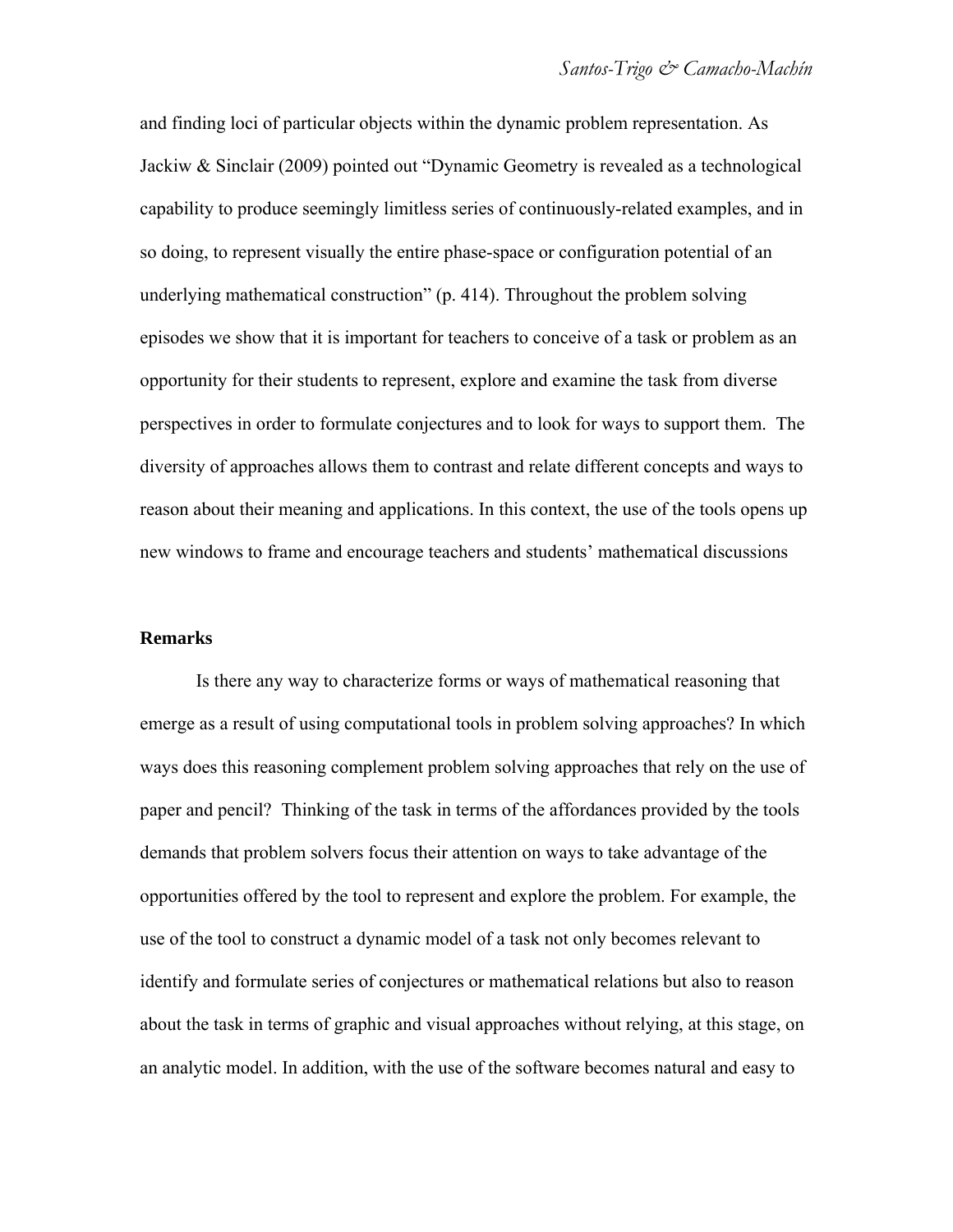and finding loci of particular objects within the dynamic problem representation. As Jackiw & Sinclair (2009) pointed out "Dynamic Geometry is revealed as a technological capability to produce seemingly limitless series of continuously-related examples, and in so doing, to represent visually the entire phase-space or configuration potential of an underlying mathematical construction" (p. 414). Throughout the problem solving episodes we show that it is important for teachers to conceive of a task or problem as an opportunity for their students to represent, explore and examine the task from diverse perspectives in order to formulate conjectures and to look for ways to support them. The diversity of approaches allows them to contrast and relate different concepts and ways to reason about their meaning and applications. In this context, the use of the tools opens up new windows to frame and encourage teachers and students' mathematical discussions

**Remarks**

Is there any way to characterize forms or ways of mathematical reasoning that emerge as a result of using computational tools in problem solving approaches? In which ways does this reasoning complement problem solving approaches that rely on the use of paper and pencil? Thinking of the task in terms of the affordances provided by the tools demands that problem solvers focus their attention on ways to take advantage of the opportunities offered by the tool to represent and explore the problem. For example, the use of the tool to construct a dynamic model of a task not only becomes relevant to identify and formulate series of conjectures or mathematical relations but also to reason about the task in terms of graphic and visual approaches without relying, at this stage, on an analytic model. In addition, with the use of the software becomes natural and easy to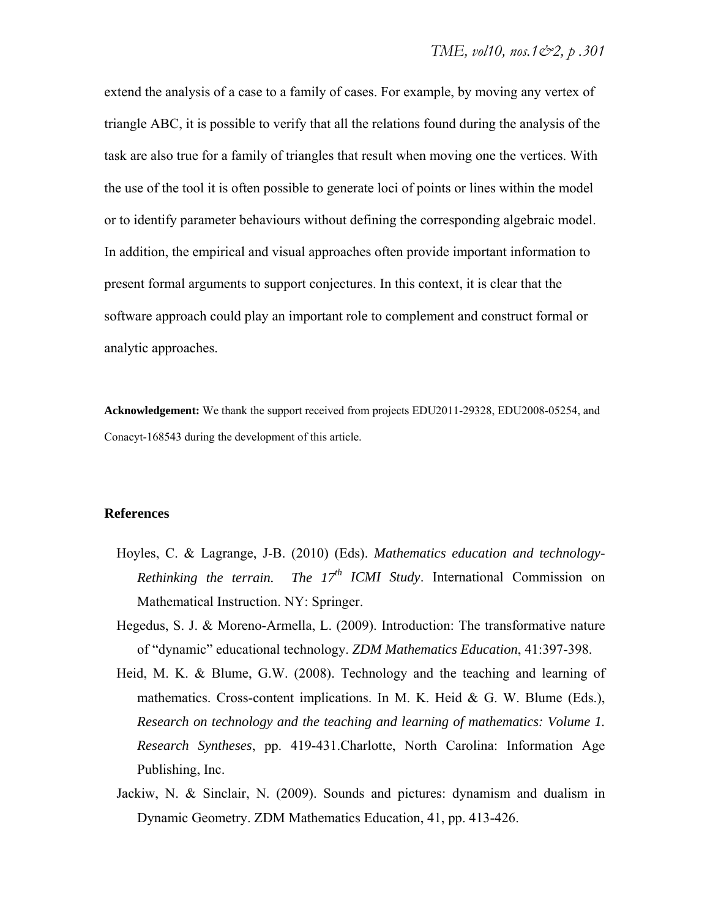extend the analysis of a case to a family of cases. For example, by moving any vertex of triangle ABC, it is possible to verify that all the relations found during the analysis of the task are also true for a family of triangles that result when moving one the vertices. With the use of the tool it is often possible to generate loci of points or lines within the model or to identify parameter behaviours without defining the corresponding algebraic model. In addition, the empirical and visual approaches often provide important information to present formal arguments to support conjectures. In this context, it is clear that the software approach could play an important role to complement and construct formal or analytic approaches.

**Acknowledgement:** We thank the support received from projects EDU2011-29328, EDU2008-05254, and Conacyt-168543 during the development of this article.

## References

Hoyles, C. & Lagrange, J-B. (2010) (Eds). *Mathematics education and technology-Rethinking the terrain. The 17th ICMI Study*. International Commission on Mathematical Instruction. NY: Springer.

Hegedus, S. J. & Moreno-Armella, L. (2009). Introduction: The transformative nature of "dynamic" educational technology. *ZDM Mathematics Education*, 41:397-398.

Heid, M. K. & Blume, G.W. (2008). Technology and the teaching and learning of mathematics. Cross-content implications. In M. K. Heid & G. W. Blume (Eds.), *Research on technology and the teaching and learning of mathematics: Volume 1. Research Syntheses*, pp. 419-431.Charlotte, North Carolina: Information Age Publishing, Inc.

Jackiw, N. & Sinclair, N. (2009). Sounds and pictures: dynamism and dualism in Dynamic Geometry. ZDM Mathematics Education, 41, pp. 413-426.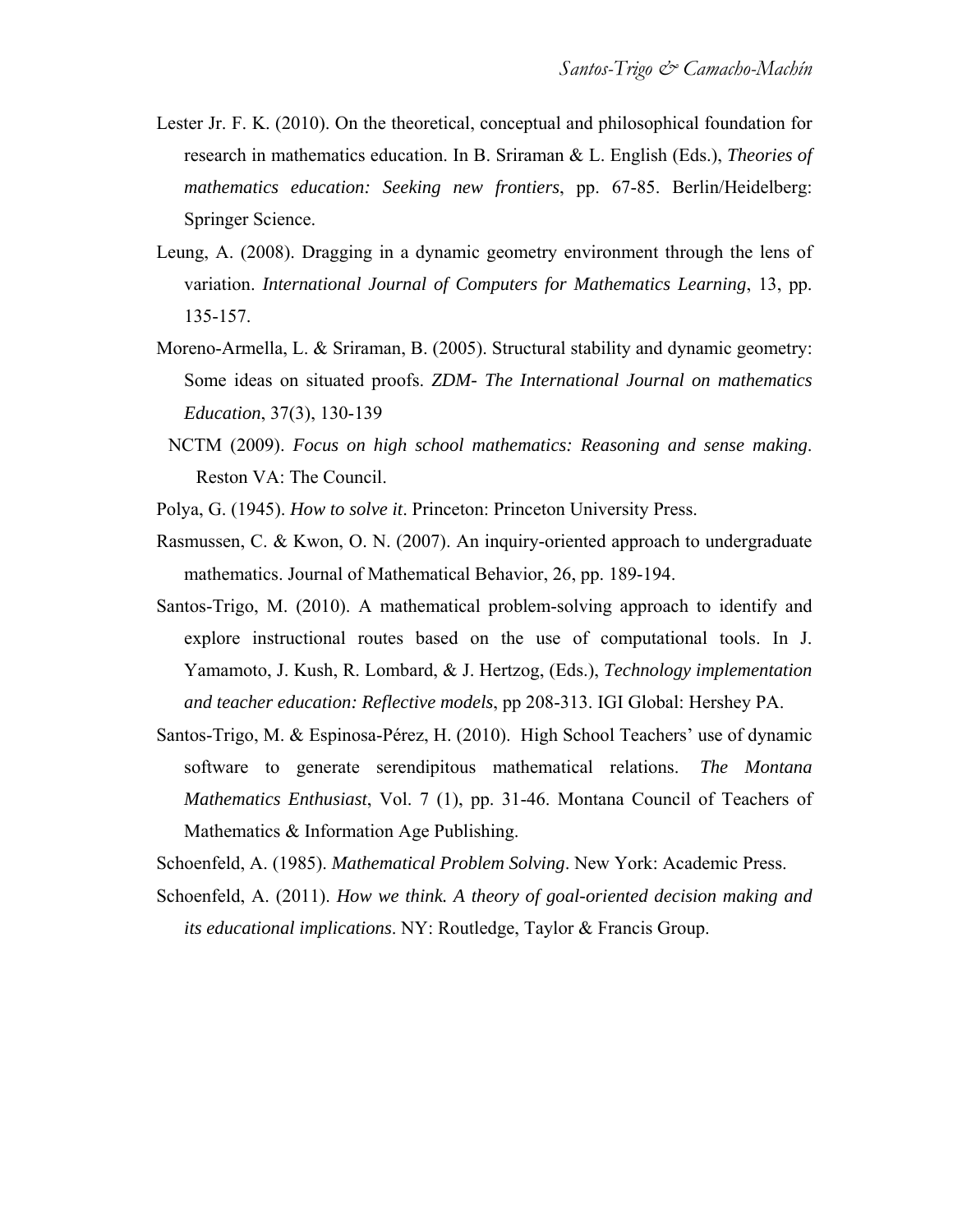Lester Jr. F. K. (2010). On the theoretical, conceptual and philosophical foundation for research in mathematics education. In B. Sriraman & L. English (Eds.), *Theories of mathematics education: Seeking new frontiers*, pp. 67-85. Berlin/Heidelberg: Springer Science.

Leung, A. (2008). Dragging in a dynamic geometry environment through the lens of variation. *International Journal of Computers for Mathematics Learning*, 13, pp. 135-157.

Moreno-Armella, L. & Sriraman, B. (2005). Structural stability and dynamic geometry: Some ideas on situated proofs. *ZDM- The International Journal on mathematics Education*, 37(3), 130-139

NCTM (2009). *Focus on high school mathematics: Reasoning and sense making*. Reston VA: The Council.

Polya, G. (1945). *How to solve it*. Princeton: Princeton University Press.

Rasmussen, C. & Kwon, O. N. (2007). An inquiry-oriented approach to undergraduate mathematics. Journal of Mathematical Behavior, 26, pp. 189-194.

Santos-Trigo, M. (2010). A mathematical problem-solving approach to identify and explore instructional routes based on the use of computational tools. In J. Yamamoto, J. Kush, R. Lombard, & J. Hertzog, (Eds.), *Technology implementation and teacher education: Reflective models*, pp 208-313. IGI Global: Hershey PA.

Santos-Trigo, M. & Espinosa-Pérez, H. (2010). High School Teachers' use of dynamic software to generate serendipitous mathematical relations. *The Montana Mathematics Enthusiast*, Vol. 7 (1), pp. 31-46. Montana Council of Teachers of Mathematics & Information Age Publishing.

Schoenfeld, A. (1985). *Mathematical Problem Solving*. New York: Academic Press.

Schoenfeld, A. (2011). *How we think. A theory of goal-oriented decision making and its educational implications*. NY: Routledge, Taylor & Francis Group.